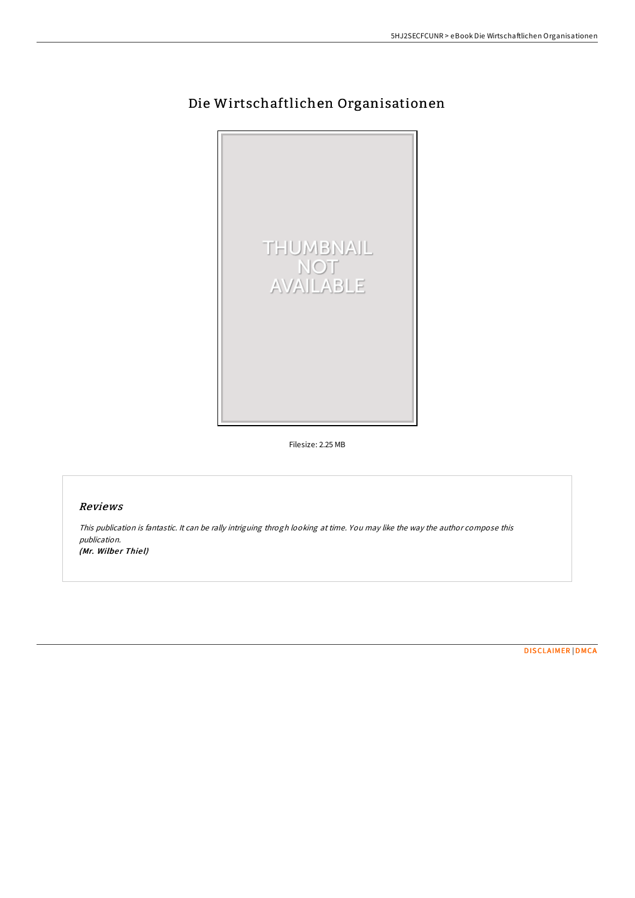# Die Wirtschaftlichen Organisationen

Filesize: 2.25 MB

## Reviews

*This publication is fantastic. It can be rally intriguing throgh looking at time. You may like the way the author compose this publication.*
***(Mr. Wilber Thiel)***

DISCLAIMER | DMCA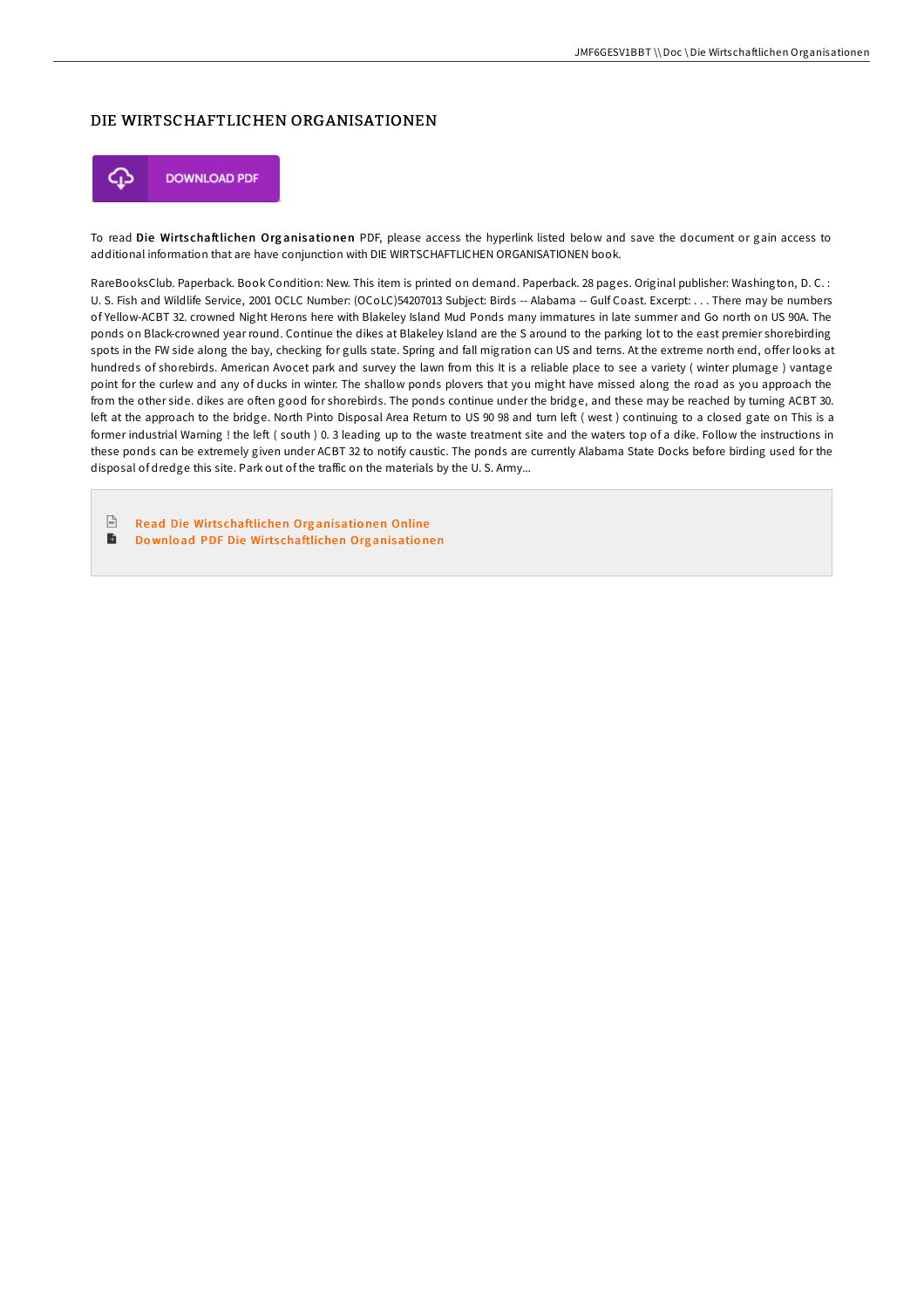# DIE WIRTSCHAFTLICHEN ORGANISATIONEN

DOWNLOAD PDF

To read **Die Wirtschaftlichen Organisationen** PDF, please access the hyperlink listed below and save the document or gain access to additional information that are have conjunction with DIE WIRTSCHAFTLICHEN ORGANISATIONEN book.

RareBooksClub. Paperback. Book Condition: New. This item is printed on demand. Paperback. 28 pages. Original publisher: Washington, D. C. : U. S. Fish and Wildlife Service, 2001 OCLC Number: (OCoLC)54207013 Subject: Birds -- Alabama -- Gulf Coast. Excerpt: . . . There may be numbers of Yellow-ACBT 32. crowned Night Herons here with Blakeley Island Mud Ponds many immatures in late summer and Go north on US 90A. The ponds on Black-crowned year round. Continue the dikes at Blakeley Island are the S around to the parking lot to the east premier shorebirding spots in the FW side along the bay, checking for gulls state. Spring and fall migration can US and terns. At the extreme north end, offer looks at hundreds of shorebirds. American Avocet park and survey the lawn from this It is a reliable place to see a variety ( winter plumage ) vantage point for the curlew and any of ducks in winter. The shallow ponds plovers that you might have missed along the road as you approach the from the other side. dikes are often good for shorebirds. The ponds continue under the bridge, and these may be reached by turning ACBT 30. left at the approach to the bridge. North Pinto Disposal Area Return to US 90 98 and turn left ( west ) continuing to a closed gate on This is a former industrial Warning ! the left ( south ) 0. 3 leading up to the waste treatment site and the waters top of a dike. Follow the instructions in these ponds can be extremely given under ACBT 32 to notify caustic. The ponds are currently Alabama State Docks before birding used for the disposal of dredge this site. Park out of the traffic on the materials by the U. S. Army...

- Read Die Wirtschaftlichen Organisationen Online
- Download PDF Die Wirtschaftlichen Organisationen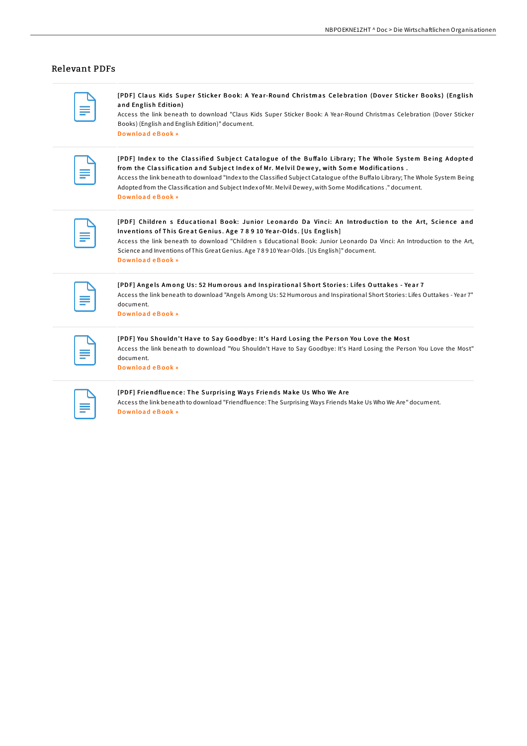## Relevant PDFs

[PDF] Claus Kids Super Sticker Book: A Year-Round Christmas Celebration (Dover Sticker Books) (English and English Edition)

Access the link beneath to download "Claus Kids Super Sticker Book: A Year-Round Christmas Celebration (Dover Sticker Books) (English and English Edition)" document.

Download eBook »

[PDF] Index to the Classified Subject Catalogue of the Buffalo Library; The Whole System Being Adopted from the Classification and Subject Index of Mr. Melvil Dewey, with Some Modifications .

Access the link beneath to download "Index to the Classified Subject Catalogue of the Buffalo Library; The Whole System Being Adopted from the Classification and Subject Index of Mr. Melvil Dewey, with Some Modifications ." document.

Download eBook »

[PDF] Children s Educational Book: Junior Leonardo Da Vinci: An Introduction to the Art, Science and Inventions of This Great Genius. Age 7 8 9 10 Year-Olds. [Us English]

Access the link beneath to download "Children s Educational Book: Junior Leonardo Da Vinci: An Introduction to the Art, Science and Inventions of This Great Genius. Age 7 8 9 10 Year-Olds. [Us English]" document.

Download eBook »

[PDF] Angels Among Us: 52 Humorous and Inspirational Short Stories: Lifes Outtakes - Year 7

Access the link beneath to download "Angels Among Us: 52 Humorous and Inspirational Short Stories: Lifes Outtakes - Year 7" document.

Download eBook »

[PDF] You Shouldn't Have to Say Goodbye: It's Hard Losing the Person You Love the Most

Access the link beneath to download "You Shouldn't Have to Say Goodbye: It's Hard Losing the Person You Love the Most" document.

Download eBook »

[PDF] Friendfluence: The Surprising Ways Friends Make Us Who We Are

Access the link beneath to download "Friendfluence: The Surprising Ways Friends Make Us Who We Are" document.

Download eBook »